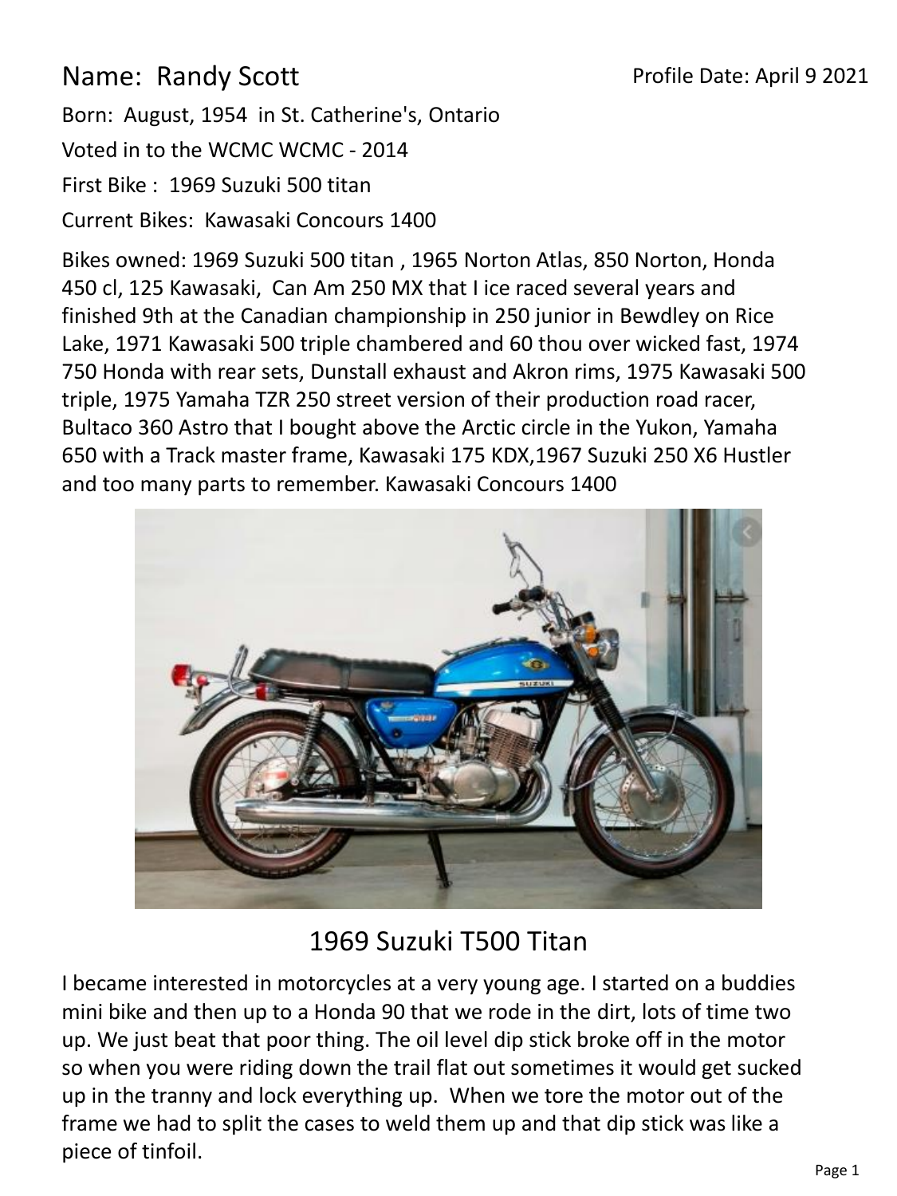Name: Randy Scott

Profile Date: April 9 2021

Born: August, 1954 in St. Catherine's, Ontario

Voted in to the WCMC WCMC - 2014

First Bike : 1969 Suzuki 500 titan

Current Bikes: Kawasaki Concours 1400

Bikes owned: 1969 Suzuki 500 titan , 1965 Norton Atlas, 850 Norton, Honda 450 cl, 125 Kawasaki, Can Am 250 MX that I ice raced several years and finished 9th at the Canadian championship in 250 junior in Bewdley on Rice Lake, 1971 Kawasaki 500 triple chambered and 60 thou over wicked fast, 1974 750 Honda with rear sets, Dunstall exhaust and Akron rims, 1975 Kawasaki 500 triple, 1975 Yamaha TZR 250 street version of their production road racer, Bultaco 360 Astro that I bought above the Arctic circle in the Yukon, Yamaha 650 with a Track master frame, Kawasaki 175 KDX,1967 Suzuki 250 X6 Hustler and too many parts to remember. Kawasaki Concours 1400

1969 Suzuki T500 Titan

I became interested in motorcycles at a very young age. I started on a buddies mini bike and then up to a Honda 90 that we rode in the dirt, lots of time two up. We just beat that poor thing. The oil level dip stick broke off in the motor so when you were riding down the trail flat out sometimes it would get sucked up in the tranny and lock everything up. When we tore the motor out of the frame we had to split the cases to weld them up and that dip stick was like a piece of tinfoil.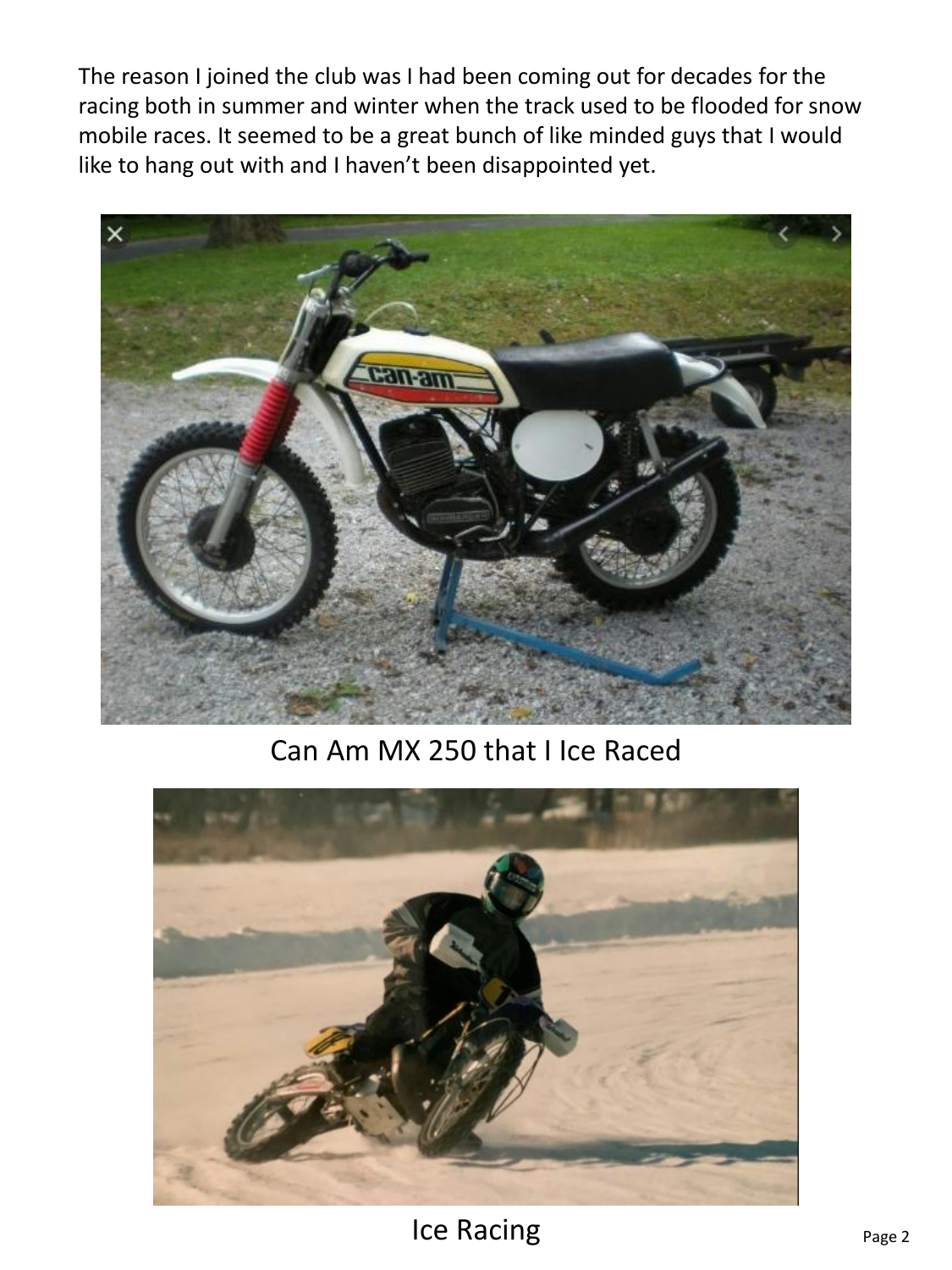The reason I joined the club was I had been coming out for decades for the racing both in summer and winter when the track used to be flooded for snow mobile races. It seemed to be a great bunch of like minded guys that I would like to hang out with and I haven't been disappointed yet.

Can Am MX 250 that I Ice Raced

Ice Racing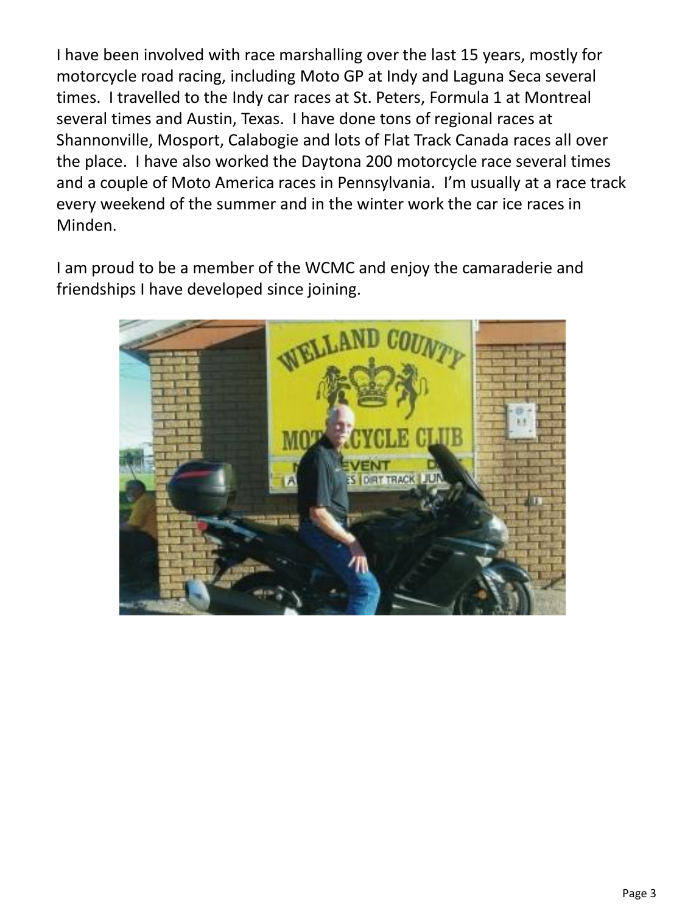I have been involved with race marshalling over the last 15 years, mostly for motorcycle road racing, including Moto GP at Indy and Laguna Seca several times. I travelled to the Indy car races at St. Peters, Formula 1 at Montreal several times and Austin, Texas. I have done tons of regional races at Shannonville, Mosport, Calabogie and lots of Flat Track Canada races all over the place. I have also worked the Daytona 200 motorcycle race several times and a couple of Moto America races in Pennsylvania. I'm usually at a race track every weekend of the summer and in the winter work the car ice races in Minden.

I am proud to be a member of the WCMC and enjoy the camaraderie and friendships I have developed since joining.